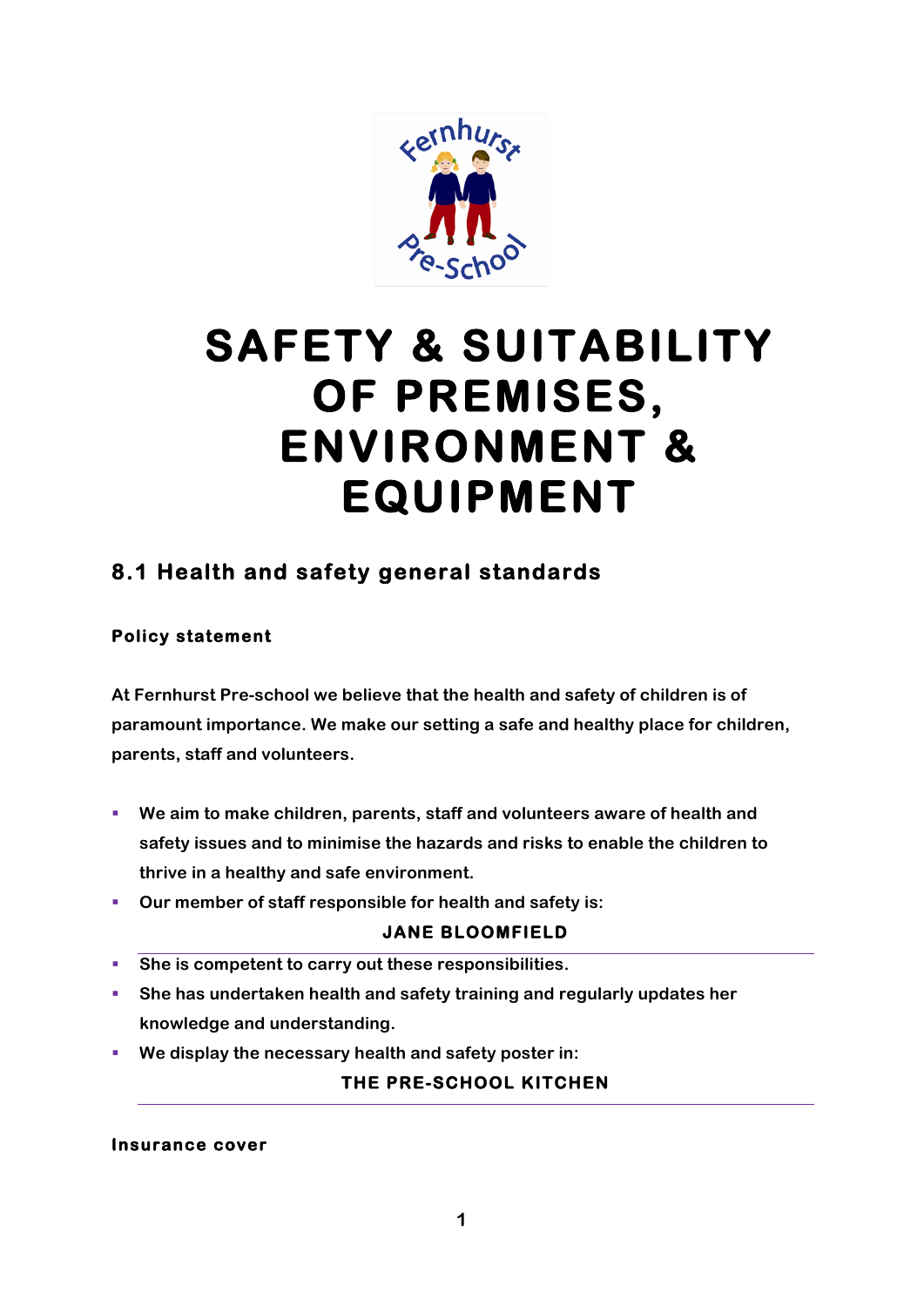# SAFETY & SUITABILITY OF PREMISES, ENVIRONMENT & EQUIPMENT

## 8.1 Health and safety general standards

### Policy statement

At Fernhurst Pre-school we believe that the health and safety of children is of paramount importance. We make our setting a safe and healthy place for children, parents, staff and volunteers.

- We aim to make children, parents, staff and volunteers aware of health and safety issues and to minimise the hazards and risks to enable the children to thrive in a healthy and safe environment.
- Our member of staff responsible for health and safety is:

  **JANE BLOOMFIELD**

- She is competent to carry out these responsibilities.
- She has undertaken health and safety training and regularly updates her knowledge and understanding.
- We display the necessary health and safety poster in:

  **THE PRE-SCHOOL KITCHEN**

### Insurance cover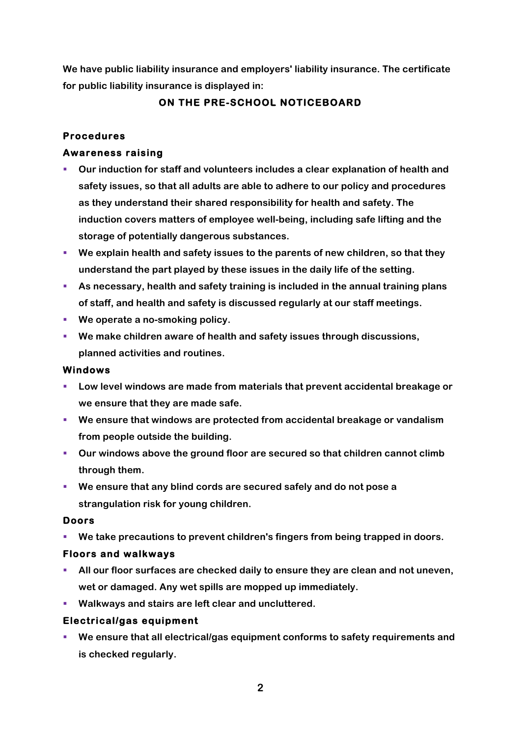We have public liability insurance and employers' liability insurance. The certificate for public liability insurance is displayed in:

**ON THE PRE-SCHOOL NOTICEBOARD**

## Procedures

### Awareness raising

- Our induction for staff and volunteers includes a clear explanation of health and safety issues, so that all adults are able to adhere to our policy and procedures as they understand their shared responsibility for health and safety. The induction covers matters of employee well-being, including safe lifting and the storage of potentially dangerous substances.
- We explain health and safety issues to the parents of new children, so that they understand the part played by these issues in the daily life of the setting.
- As necessary, health and safety training is included in the annual training plans of staff, and health and safety is discussed regularly at our staff meetings.
- We operate a no-smoking policy.
- We make children aware of health and safety issues through discussions, planned activities and routines.

### Windows

- Low level windows are made from materials that prevent accidental breakage or we ensure that they are made safe.
- We ensure that windows are protected from accidental breakage or vandalism from people outside the building.
- Our windows above the ground floor are secured so that children cannot climb through them.
- We ensure that any blind cords are secured safely and do not pose a strangulation risk for young children.

### Doors

- We take precautions to prevent children's fingers from being trapped in doors.

### Floors and walkways

- All our floor surfaces are checked daily to ensure they are clean and not uneven, wet or damaged. Any wet spills are mopped up immediately.
- Walkways and stairs are left clear and uncluttered.

### Electrical/gas equipment

- We ensure that all electrical/gas equipment conforms to safety requirements and is checked regularly.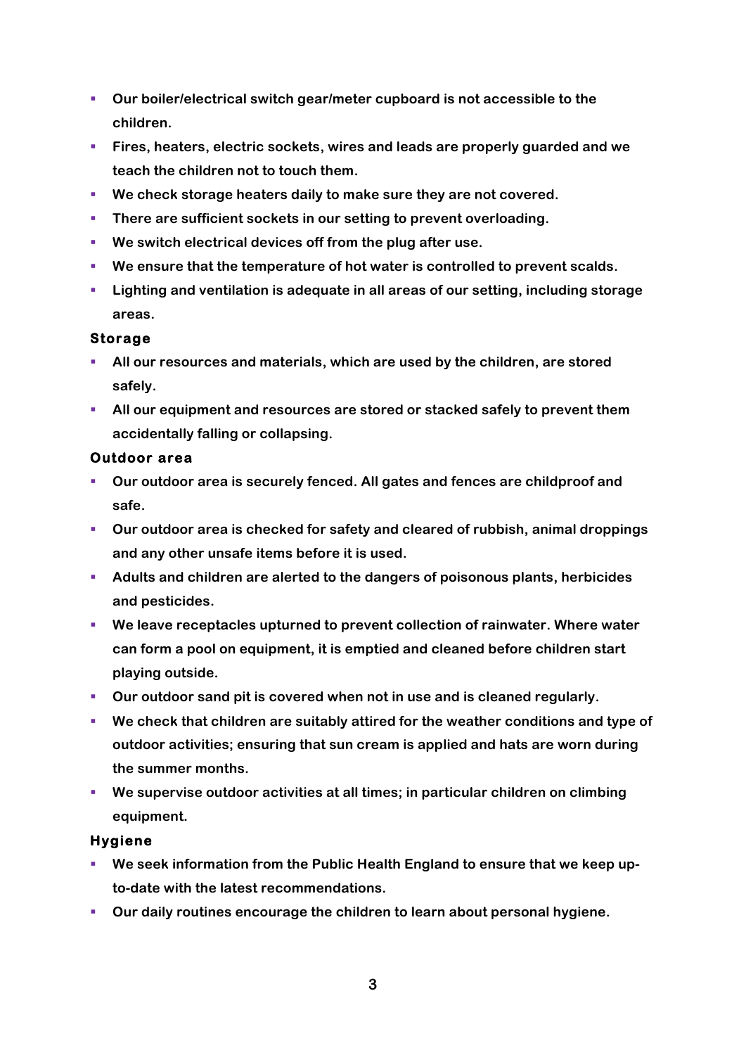- Our boiler/electrical switch gear/meter cupboard is not accessible to the children.
- Fires, heaters, electric sockets, wires and leads are properly guarded and we teach the children not to touch them.
- We check storage heaters daily to make sure they are not covered.
- There are sufficient sockets in our setting to prevent overloading.
- We switch electrical devices off from the plug after use.
- We ensure that the temperature of hot water is controlled to prevent scalds.
- Lighting and ventilation is adequate in all areas of our setting, including storage areas.

### Storage

- All our resources and materials, which are used by the children, are stored safely.
- All our equipment and resources are stored or stacked safely to prevent them accidentally falling or collapsing.

### Outdoor area

- Our outdoor area is securely fenced. All gates and fences are childproof and safe.
- Our outdoor area is checked for safety and cleared of rubbish, animal droppings and any other unsafe items before it is used.
- Adults and children are alerted to the dangers of poisonous plants, herbicides and pesticides.
- We leave receptacles upturned to prevent collection of rainwater. Where water can form a pool on equipment, it is emptied and cleaned before children start playing outside.
- Our outdoor sand pit is covered when not in use and is cleaned regularly.
- We check that children are suitably attired for the weather conditions and type of outdoor activities; ensuring that sun cream is applied and hats are worn during the summer months.
- We supervise outdoor activities at all times; in particular children on climbing equipment.

### Hygiene

- We seek information from the Public Health England to ensure that we keep up-to-date with the latest recommendations.
- Our daily routines encourage the children to learn about personal hygiene.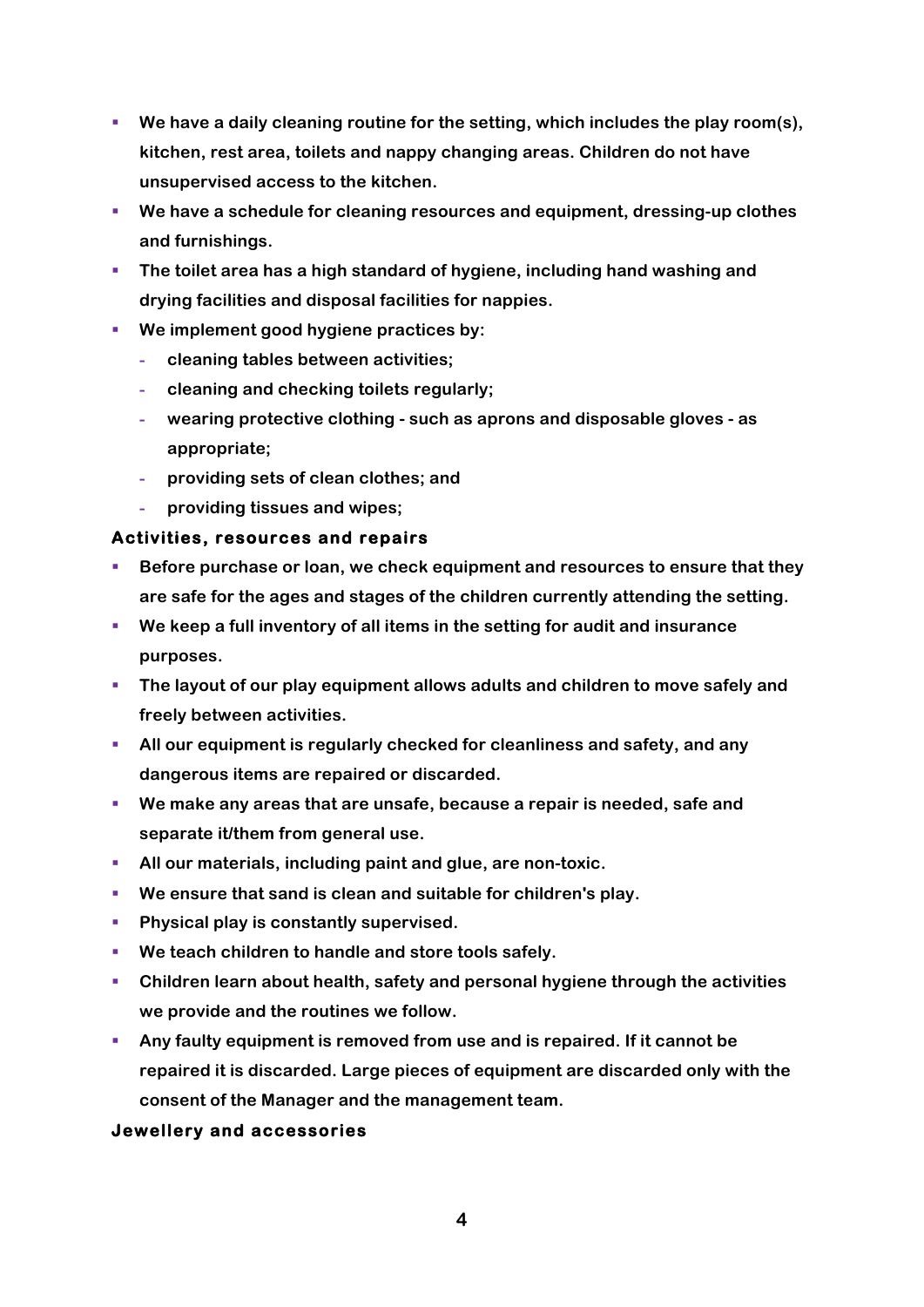- We have a daily cleaning routine for the setting, which includes the play room(s), kitchen, rest area, toilets and nappy changing areas. Children do not have unsupervised access to the kitchen.
- We have a schedule for cleaning resources and equipment, dressing-up clothes and furnishings.
- The toilet area has a high standard of hygiene, including hand washing and drying facilities and disposal facilities for nappies.
- We implement good hygiene practices by:
  - cleaning tables between activities;
  - cleaning and checking toilets regularly;
  - wearing protective clothing - such as aprons and disposable gloves - as appropriate;
  - providing sets of clean clothes; and
  - providing tissues and wipes;

### Activities, resources and repairs

- Before purchase or loan, we check equipment and resources to ensure that they are safe for the ages and stages of the children currently attending the setting.
- We keep a full inventory of all items in the setting for audit and insurance purposes.
- The layout of our play equipment allows adults and children to move safely and freely between activities.
- All our equipment is regularly checked for cleanliness and safety, and any dangerous items are repaired or discarded.
- We make any areas that are unsafe, because a repair is needed, safe and separate it/them from general use.
- All our materials, including paint and glue, are non-toxic.
- We ensure that sand is clean and suitable for children's play.
- Physical play is constantly supervised.
- We teach children to handle and store tools safely.
- Children learn about health, safety and personal hygiene through the activities we provide and the routines we follow.
- Any faulty equipment is removed from use and is repaired. If it cannot be repaired it is discarded. Large pieces of equipment are discarded only with the consent of the Manager and the management team.

### Jewellery and accessories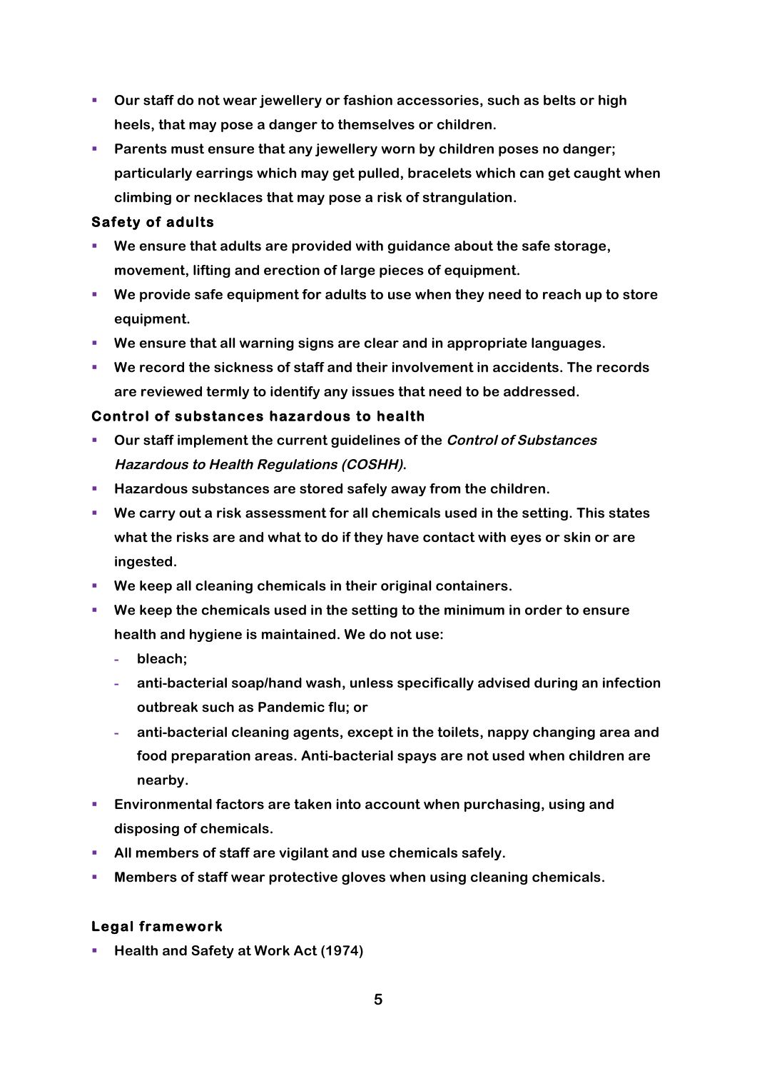- **Our staff do not wear jewellery or fashion accessories, such as belts or high heels, that may pose a danger to themselves or children.**
- **Parents must ensure that any jewellery worn by children poses no danger; particularly earrings which may get pulled, bracelets which can get caught when climbing or necklaces that may pose a risk of strangulation.**

### Safety of adults

- **We ensure that adults are provided with guidance about the safe storage, movement, lifting and erection of large pieces of equipment.**
- **We provide safe equipment for adults to use when they need to reach up to store equipment.**
- **We ensure that all warning signs are clear and in appropriate languages.**
- **We record the sickness of staff and their involvement in accidents. The records are reviewed termly to identify any issues that need to be addressed.**

### Control of substances hazardous to health

- **Our staff implement the current guidelines of the *Control of Substances Hazardous to Health Regulations (COSHH)*.**
- **Hazardous substances are stored safely away from the children.**
- **We carry out a risk assessment for all chemicals used in the setting. This states what the risks are and what to do if they have contact with eyes or skin or are ingested.**
- **We keep all cleaning chemicals in their original containers.**
- **We keep the chemicals used in the setting to the minimum in order to ensure health and hygiene is maintained. We do not use:**
  - **bleach;**
  - **anti-bacterial soap/hand wash, unless specifically advised during an infection outbreak such as Pandemic flu; or**
  - **anti-bacterial cleaning agents, except in the toilets, nappy changing area and food preparation areas. Anti-bacterial spays are not used when children are nearby.**
- **Environmental factors are taken into account when purchasing, using and disposing of chemicals.**
- **All members of staff are vigilant and use chemicals safely.**
- **Members of staff wear protective gloves when using cleaning chemicals.**

### Legal framework

- **Health and Safety at Work Act (1974)**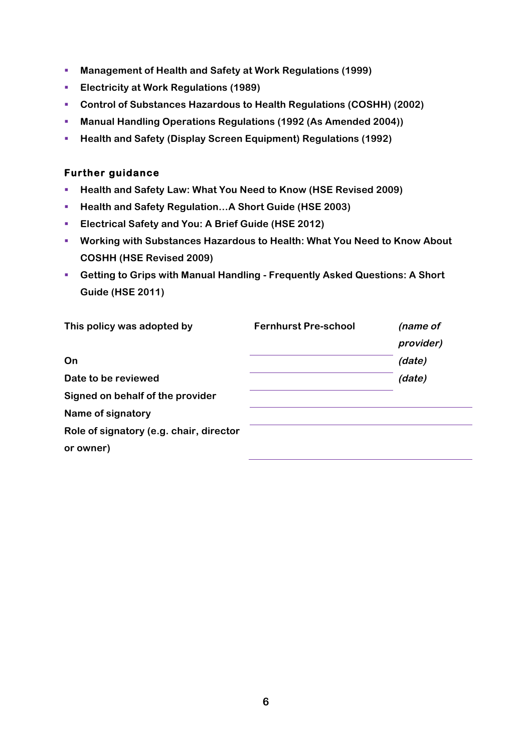- Management of Health and Safety at Work Regulations (1999)
- Electricity at Work Regulations (1989)
- Control of Substances Hazardous to Health Regulations (COSHH) (2002)
- Manual Handling Operations Regulations (1992 (As Amended 2004))
- Health and Safety (Display Screen Equipment) Regulations (1992)

### Further guidance

- Health and Safety Law: What You Need to Know (HSE Revised 2009)
- Health and Safety Regulation…A Short Guide (HSE 2003)
- Electrical Safety and You: A Brief Guide (HSE 2012)
- Working with Substances Hazardous to Health: What You Need to Know About COSHH (HSE Revised 2009)
- Getting to Grips with Manual Handling - Frequently Asked Questions: A Short Guide (HSE 2011)

| | | |
|---|---|---|
| This policy was adopted by | Fernhurst Pre-school | *(name of provider)* |
| On | | *(date)* |
| Date to be reviewed | | *(date)* |
| Signed on behalf of the provider | | |
| Name of signatory | | |
| Role of signatory (e.g. chair, director or owner) | | |